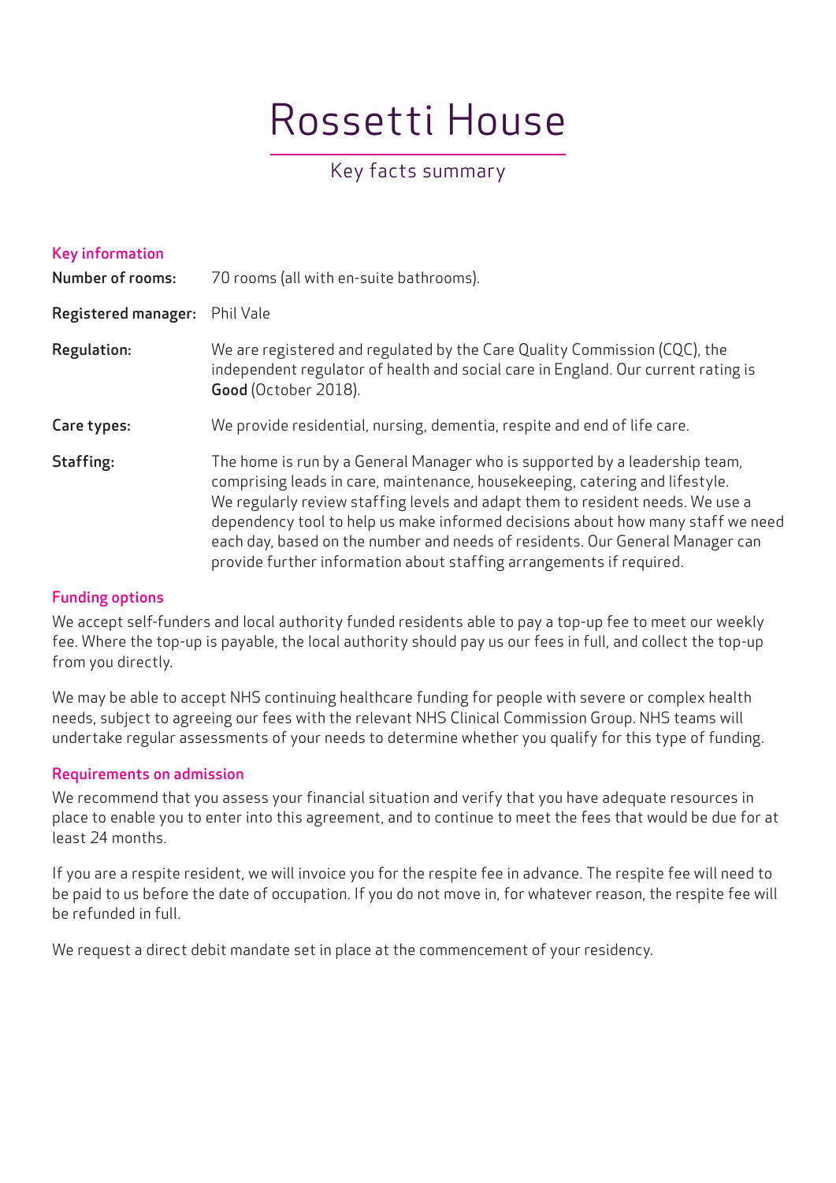# Rossetti House

## Key facts summary

### Key information

**Number of rooms:** 70 rooms (all with en-suite bathrooms).

**Registered manager:** Phil Vale

**Regulation:** We are registered and regulated by the Care Quality Commission (CQC), the independent regulator of health and social care in England. Our current rating is **Good** (October 2018).

**Care types:** We provide residential, nursing, dementia, respite and end of life care.

**Staffing:** The home is run by a General Manager who is supported by a leadership team, comprising leads in care, maintenance, housekeeping, catering and lifestyle. We regularly review staffing levels and adapt them to resident needs. We use a dependency tool to help us make informed decisions about how many staff we need each day, based on the number and needs of residents. Our General Manager can provide further information about staffing arrangements if required.

### Funding options

We accept self-funders and local authority funded residents able to pay a top-up fee to meet our weekly fee. Where the top-up is payable, the local authority should pay us our fees in full, and collect the top-up from you directly.

We may be able to accept NHS continuing healthcare funding for people with severe or complex health needs, subject to agreeing our fees with the relevant NHS Clinical Commission Group. NHS teams will undertake regular assessments of your needs to determine whether you qualify for this type of funding.

### Requirements on admission

We recommend that you assess your financial situation and verify that you have adequate resources in place to enable you to enter into this agreement, and to continue to meet the fees that would be due for at least 24 months.

If you are a respite resident, we will invoice you for the respite fee in advance. The respite fee will need to be paid to us before the date of occupation. If you do not move in, for whatever reason, the respite fee will be refunded in full.

We request a direct debit mandate set in place at the commencement of your residency.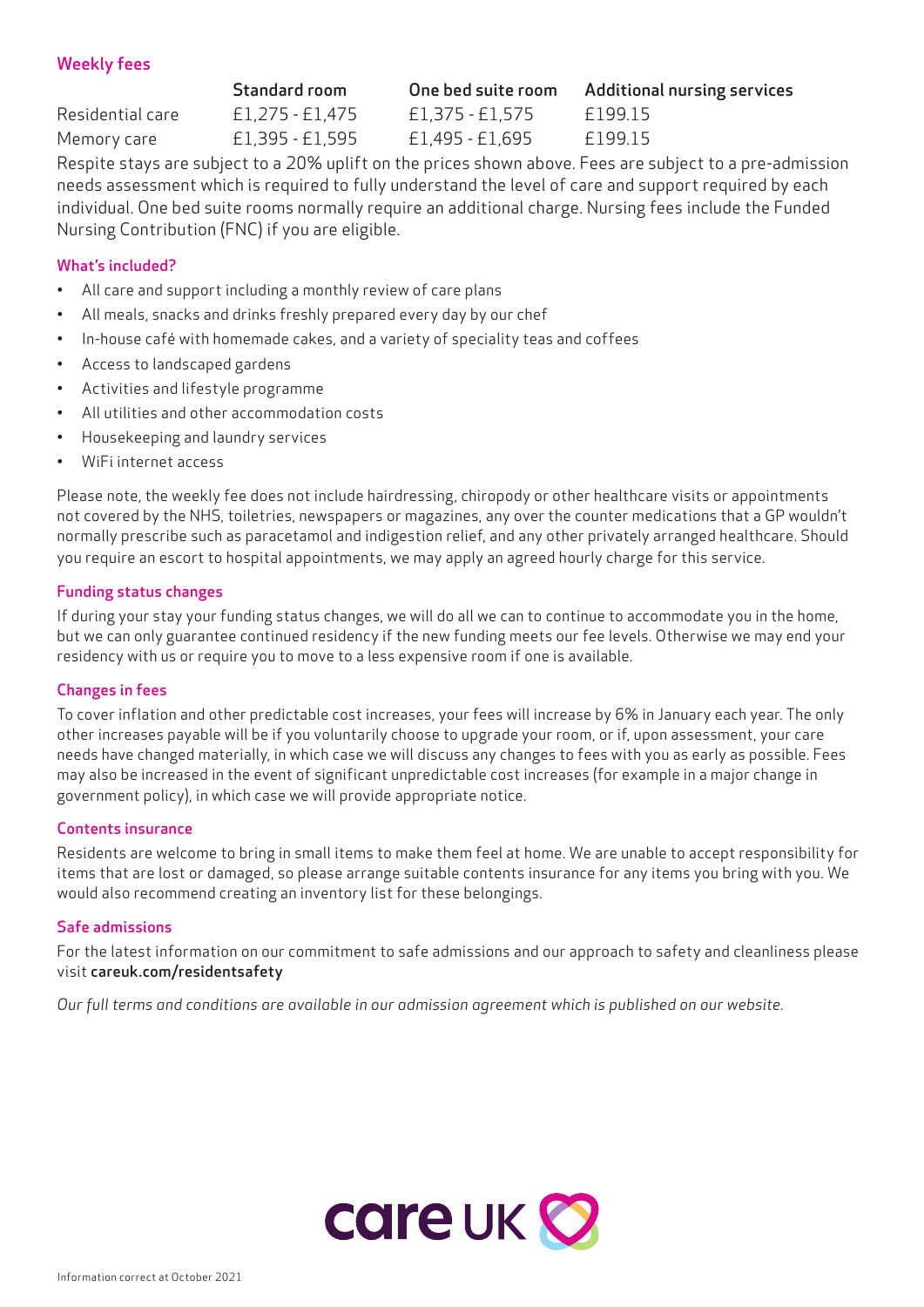## Weekly fees

| | Standard room | One bed suite room | Additional nursing services |
|---|---|---|---|
| Residential care | £1,275 - £1,475 | £1,375 - £1,575 | £199.15 |
| Memory care | £1,395 - £1,595 | £1,495 - £1,695 | £199.15 |

Respite stays are subject to a 20% uplift on the prices shown above. Fees are subject to a pre-admission needs assessment which is required to fully understand the level of care and support required by each individual. One bed suite rooms normally require an additional charge. Nursing fees include the Funded Nursing Contribution (FNC) if you are eligible.

### What's included?

- All care and support including a monthly review of care plans
- All meals, snacks and drinks freshly prepared every day by our chef
- In-house café with homemade cakes, and a variety of speciality teas and coffees
- Access to landscaped gardens
- Activities and lifestyle programme
- All utilities and other accommodation costs
- Housekeeping and laundry services
- WiFi internet access

Please note, the weekly fee does not include hairdressing, chiropody or other healthcare visits or appointments not covered by the NHS, toiletries, newspapers or magazines, any over the counter medications that a GP wouldn't normally prescribe such as paracetamol and indigestion relief, and any other privately arranged healthcare. Should you require an escort to hospital appointments, we may apply an agreed hourly charge for this service.

### Funding status changes

If during your stay your funding status changes, we will do all we can to continue to accommodate you in the home, but we can only guarantee continued residency if the new funding meets our fee levels. Otherwise we may end your residency with us or require you to move to a less expensive room if one is available.

### Changes in fees

To cover inflation and other predictable cost increases, your fees will increase by 6% in January each year. The only other increases payable will be if you voluntarily choose to upgrade your room, or if, upon assessment, your care needs have changed materially, in which case we will discuss any changes to fees with you as early as possible. Fees may also be increased in the event of significant unpredictable cost increases (for example in a major change in government policy), in which case we will provide appropriate notice.

### Contents insurance

Residents are welcome to bring in small items to make them feel at home. We are unable to accept responsibility for items that are lost or damaged, so please arrange suitable contents insurance for any items you bring with you. We would also recommend creating an inventory list for these belongings.

### Safe admissions

For the latest information on our commitment to safe admissions and our approach to safety and cleanliness please visit **careuk.com/residentsafety**

*Our full terms and conditions are available in our admission agreement which is published on our website.*

care UK

Information correct at October 2021